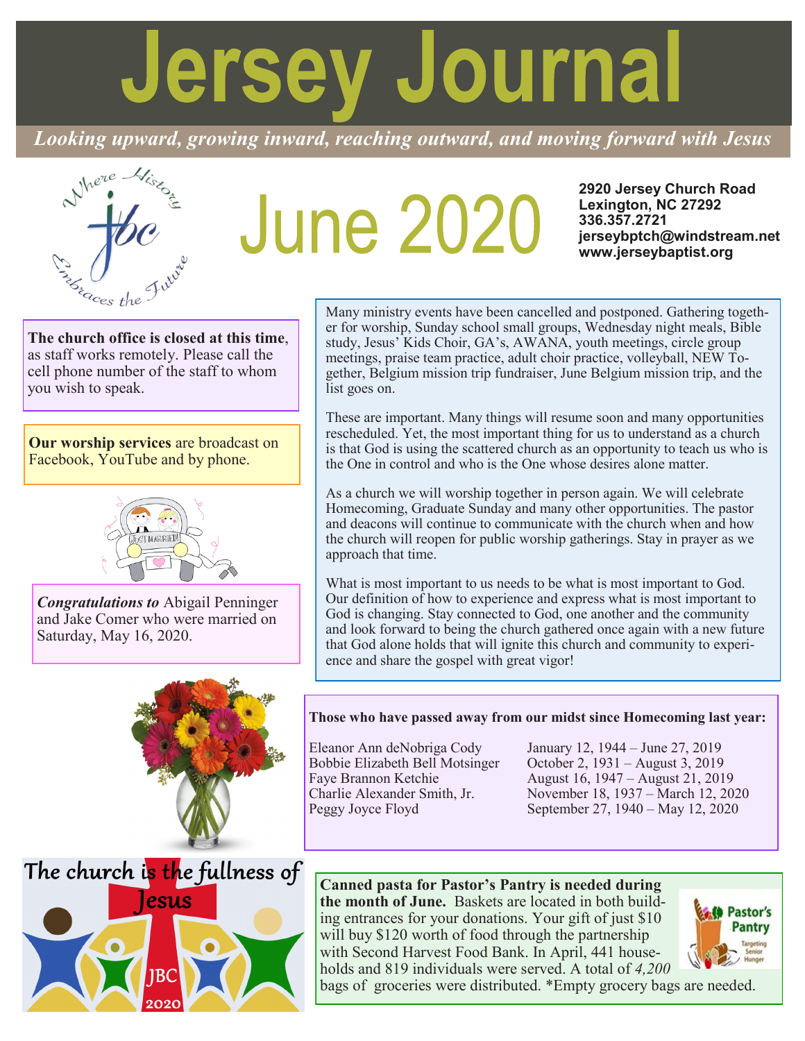# Jersey Journal

*Looking upward, growing inward, reaching outward, and moving forward with Jesus*

## June 2020

**2920 Jersey Church Road**
**Lexington, NC 27292**
**336.357.2721**
**jerseybptch@windstream.net**
**www.jerseybaptist.org**

**The church office is closed at this time**, as staff works remotely. Please call the cell phone number of the staff to whom you wish to speak.

**Our worship services** are broadcast on Facebook, YouTube and by phone.

***Congratulations to*** Abigail Penninger and Jake Comer who were married on Saturday, May 16, 2020.

Many ministry events have been cancelled and postponed. Gathering together for worship, Sunday school small groups, Wednesday night meals, Bible study, Jesus' Kids Choir, GA's, AWANA, youth meetings, circle group meetings, praise team practice, adult choir practice, volleyball, NEW Together, Belgium mission trip fundraiser, June Belgium mission trip, and the list goes on.

These are important. Many things will resume soon and many opportunities rescheduled. Yet, the most important thing for us to understand as a church is that God is using the scattered church as an opportunity to teach us who is the One in control and who is the One whose desires alone matter.

As a church we will worship together in person again. We will celebrate Homecoming, Graduate Sunday and many other opportunities. The pastor and deacons will continue to communicate with the church when and how the church will reopen for public worship gatherings. Stay in prayer as we approach that time.

What is most important to us needs to be what is most important to God. Our definition of how to experience and express what is most important to God is changing. Stay connected to God, one another and the community and look forward to being the church gathered once again with a new future that God alone holds that will ignite this church and community to experience and share the gospel with great vigor!

**Those who have passed away from our midst since Homecoming last year:**

| | |
|---|---|
| Eleanor Ann deNobriga Cody | January 12, 1944 – June 27, 2019 |
| Bobbie Elizabeth Bell Motsinger | October 2, 1931 – August 3, 2019 |
| Faye Brannon Ketchie | August 16, 1947 – August 21, 2019 |
| Charlie Alexander Smith, Jr. | November 18, 1937 – March 12, 2020 |
| Peggy Joyce Floyd | September 27, 1940 – May 12, 2020 |

The church is the fullness of Jesus

JBC 2020

**Canned pasta for Pastor's Pantry is needed during the month of June.** Baskets are located in both building entrances for your donations. Your gift of just $10 will buy $120 worth of food through the partnership with Second Harvest Food Bank. In April, 441 households and 819 individuals were served. A total of *4,200* bags of groceries were distributed. *Empty grocery bags are needed.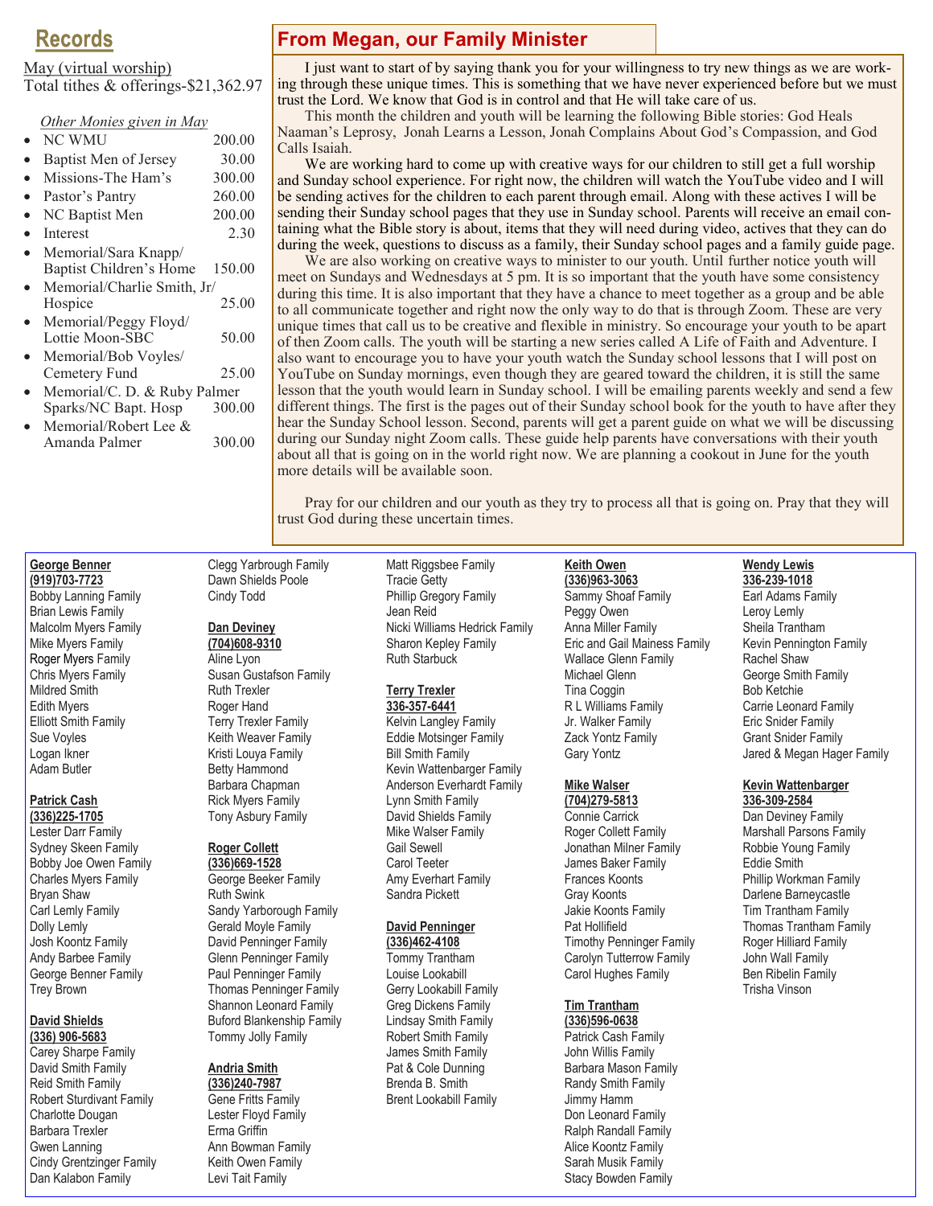## Records

May (virtual worship)
Total tithes & offerings-$21,362.97

*Other Monies given in May*

- NC WMU 200.00
- Baptist Men of Jersey 30.00
- Missions-The Ham's 300.00
- Pastor's Pantry 260.00
- NC Baptist Men 200.00
- Interest 2.30
- Memorial/Sara Knapp/ Baptist Children's Home 150.00
- Memorial/Charlie Smith, Jr/ Hospice 25.00
- Memorial/Peggy Floyd/ Lottie Moon-SBC 50.00
- Memorial/Bob Voyles/ Cemetery Fund 25.00
- Memorial/C. D. & Ruby Palmer Sparks/NC Bapt. Hosp 300.00
- Memorial/Robert Lee & Amanda Palmer 300.00

## From Megan, our Family Minister

I just want to start of by saying thank you for your willingness to try new things as we are working through these unique times. This is something that we have never experienced before but we must trust the Lord. We know that God is in control and that He will take care of us.

This month the children and youth will be learning the following Bible stories: God Heals Naaman's Leprosy, Jonah Learns a Lesson, Jonah Complains About God's Compassion, and God Calls Isaiah.

We are working hard to come up with creative ways for our children to still get a full worship and Sunday school experience. For right now, the children will watch the YouTube video and I will be sending actives for the children to each parent through email. Along with these actives I will be sending their Sunday school pages that they use in Sunday school. Parents will receive an email containing what the Bible story is about, items that they will need during video, actives that they can do during the week, questions to discuss as a family, their Sunday school pages and a family guide page.

We are also working on creative ways to minister to our youth. Until further notice youth will meet on Sundays and Wednesdays at 5 pm. It is so important that the youth have some consistency during this time. It is also important that they have a chance to meet together as a group and be able to all communicate together and right now the only way to do that is through Zoom. These are very unique times that call us to be creative and flexible in ministry. So encourage your youth to be apart of then Zoom calls. The youth will be starting a new series called A Life of Faith and Adventure. I also want to encourage you to have your youth watch the Sunday school lessons that I will post on YouTube on Sunday mornings, even though they are geared toward the children, it is still the same lesson that the youth would learn in Sunday school. I will be emailing parents weekly and send a few different things. The first is the pages out of their Sunday school book for the youth to have after they hear the Sunday School lesson. Second, parents will get a parent guide on what we will be discussing during our Sunday night Zoom calls. These guide help parents have conversations with their youth about all that is going on in the world right now. We are planning a cookout in June for the youth more details will be available soon.

Pray for our children and our youth as they try to process all that is going on. Pray that they will trust God during these uncertain times.

**George Benner**
**(919)703-7723**
Bobby Lanning Family
Brian Lewis Family
Malcolm Myers Family
Mike Myers Family
Roger Myers Family
Chris Myers Family
Mildred Smith
Edith Myers
Elliott Smith Family
Sue Voyles
Logan Ikner
Adam Butler

**Patrick Cash**
**(336)225-1705**
Lester Darr Family
Sydney Skeen Family
Bobby Joe Owen Family
Charles Myers Family
Bryan Shaw
Carl Lemly Family
Dolly Lemly
Josh Koontz Family
Andy Barbee Family
George Benner Family
Trey Brown

**David Shields**
**(336) 906-5683**
Carey Sharpe Family
David Smith Family
Reid Smith Family
Robert Sturdivant Family
Charlotte Dougan
Barbara Trexler
Gwen Lanning
Cindy Grentzinger Family
Dan Kalabon Family
Clegg Yarbrough Family
Dawn Shields Poole
Cindy Todd

**Dan Deviney**
**(704)608-9310**
Aline Lyon
Susan Gustafson Family
Ruth Trexler
Roger Hand
Terry Trexler Family
Keith Weaver Family
Kristi Louya Family
Betty Hammond
Barbara Chapman
Rick Myers Family
Tony Asbury Family

**Roger Collett**
**(336)669-1528**
George Beeker Family
Ruth Swink
Sandy Yarborough Family
Gerald Moyle Family
David Penninger Family
Glenn Penninger Family
Paul Penninger Family
Thomas Penninger Family
Shannon Leonard Family
Buford Blankenship Family
Tommy Jolly Family

**Andria Smith**
**(336)240-7987**
Gene Fritts Family
Lester Floyd Family
Erma Griffin
Ann Bowman Family
Keith Owen Family
Levi Tait Family
Matt Riggsbee Family
Tracie Getty
Phillip Gregory Family
Jean Reid
Nicki Williams Hedrick Family
Sharon Kepley Family
Ruth Starbuck

**Terry Trexler**
**336-357-6441**
Kelvin Langley Family
Eddie Motsinger Family
Bill Smith Family
Kevin Wattenbarger Family
Anderson Everhardt Family
Lynn Smith Family
David Shields Family
Mike Walser Family
Gail Sewell
Carol Teeter
Amy Everhart Family
Sandra Pickett

**David Penninger**
**(336)462-4108**
Tommy Trantham
Louise Lookabill
Gerry Lookabill Family
Greg Dickens Family
Lindsay Smith Family
Robert Smith Family
James Smith Family
Pat & Cole Dunning
Brenda B. Smith
Brent Lookabill Family

**Keith Owen**
**(336)963-3063**
Sammy Shoaf Family
Peggy Owen
Anna Miller Family
Eric and Gail Mainess Family
Wallace Glenn Family
Michael Glenn
Tina Coggin
R L Williams Family
Jr. Walker Family
Zack Yontz Family
Gary Yontz

**Mike Walser**
**(704)279-5813**
Connie Carrick
Roger Collett Family
Jonathan Milner Family
James Baker Family
Frances Koonts
Gray Koonts
Jakie Koonts Family
Pat Hollifield
Timothy Penninger Family
Carolyn Tutterrow Family
Carol Hughes Family

**Tim Trantham**
**(336)596-0638**
Patrick Cash Family
John Willis Family
Barbara Mason Family
Randy Smith Family
Jimmy Hamm
Don Leonard Family
Ralph Randall Family
Alice Koontz Family
Sarah Musik Family
Stacy Bowden Family

**Wendy Lewis**
**336-239-1018**
Earl Adams Family
Leroy Lemly
Sheila Trantham
Kevin Pennington Family
Rachel Shaw
George Smith Family
Bob Ketchie
Carrie Leonard Family
Eric Snider Family
Grant Snider Family
Jared & Megan Hager Family

**Kevin Wattenbarger**
**336-309-2584**
Dan Deviney Family
Marshall Parsons Family
Robbie Young Family
Eddie Smith
Phillip Workman Family
Darlene Barneycastle
Tim Trantham Family
Thomas Trantham Family
Roger Hilliard Family
John Wall Family
Ben Ribelin Family
Trisha Vinson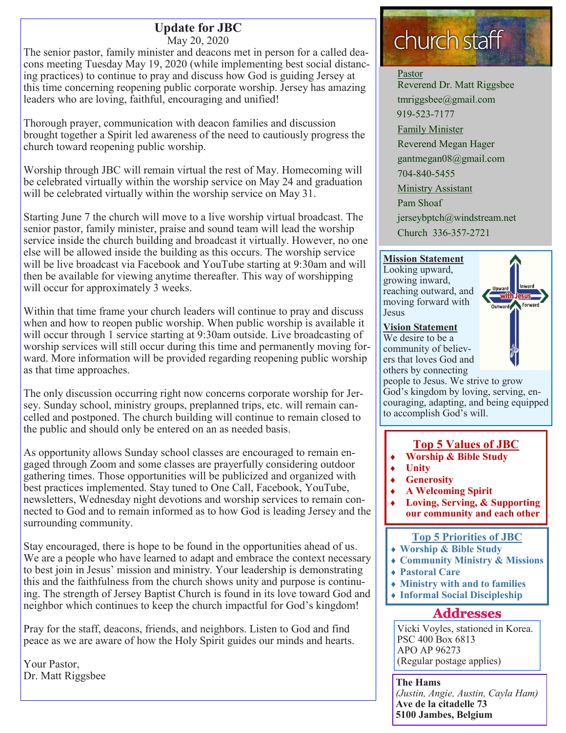# Update for JBC

May 20, 2020

The senior pastor, family minister and deacons met in person for a called deacons meeting Tuesday May 19, 2020 (while implementing best social distancing practices) to continue to pray and discuss how God is guiding Jersey at this time concerning reopening public corporate worship. Jersey has amazing leaders who are loving, faithful, encouraging and unified!

Thorough prayer, communication with deacon families and discussion brought together a Spirit led awareness of the need to cautiously progress the church toward reopening public worship.

Worship through JBC will remain virtual the rest of May. Homecoming will be celebrated virtually within the worship service on May 24 and graduation will be celebrated virtually within the worship service on May 31.

Starting June 7 the church will move to a live worship virtual broadcast. The senior pastor, family minister, praise and sound team will lead the worship service inside the church building and broadcast it virtually. However, no one else will be allowed inside the building as this occurs. The worship service will be live broadcast via Facebook and YouTube starting at 9:30am and will then be available for viewing anytime thereafter. This way of worshipping will occur for approximately 3 weeks.

Within that time frame your church leaders will continue to pray and discuss when and how to reopen public worship. When public worship is available it will occur through 1 service starting at 9:30am outside. Live broadcasting of worship services will still occur during this time and permanently moving forward. More information will be provided regarding reopening public worship as that time approaches.

The only discussion occurring right now concerns corporate worship for Jersey. Sunday school, ministry groups, preplanned trips, etc. will remain cancelled and postponed. The church building will continue to remain closed to the public and should only be entered on an as needed basis.

As opportunity allows Sunday school classes are encouraged to remain engaged through Zoom and some classes are prayerfully considering outdoor gathering times. Those opportunities will be publicized and organized with best practices implemented. Stay tuned to One Call, Facebook, YouTube, newsletters, Wednesday night devotions and worship services to remain connected to God and to remain informed as to how God is leading Jersey and the surrounding community.

Stay encouraged, there is hope to be found in the opportunities ahead of us. We are a people who have learned to adapt and embrace the context necessary to best join in Jesus' mission and ministry. Your leadership is demonstrating this and the faithfulness from the church shows unity and purpose is continuing. The strength of Jersey Baptist Church is found in its love toward God and neighbor which continues to keep the church impactful for God's kingdom!

Pray for the staff, deacons, friends, and neighbors. Listen to God and find peace as we are aware of how the Holy Spirit guides our minds and hearts.

Your Pastor,
Dr. Matt Riggsbee

## church staff

Pastor
Reverend Dr. Matt Riggsbee
tmriggsbee@gmail.com
919-523-7177

Family Minister
Reverend Megan Hager
gantmegan08@gmail.com
704-840-5455

Ministry Assistant
Pam Shoaf
jerseybptch@windstream.net
Church 336-357-2721

**Mission Statement**
Looking upward, growing inward, reaching outward, and moving forward with Jesus

**Vision Statement**
We desire to be a community of believers that loves God and others by connecting people to Jesus. We strive to grow God's kingdom by loving, serving, encouraging, adapting, and being equipped to accomplish God's will.

## Top 5 Values of JBC

- **Worship & Bible Study**
- **Unity**
- **Generosity**
- **A Welcoming Spirit**
- **Loving, Serving, & Supporting our community and each other**

## Top 5 Priorities of JBC

- **Worship & Bible Study**
- **Community Ministry & Missions**
- **Pastoral Care**
- **Ministry with and to families**
- **Informal Social Discipleship**

## Addresses

Vicki Voyles, stationed in Korea.
PSC 400 Box 6813
APO AP 96273
(Regular postage applies)

**The Hams**
*(Justin, Angie, Austin, Cayla Ham)*
**Ave de la citadelle 73**
**5100 Jambes, Belgium**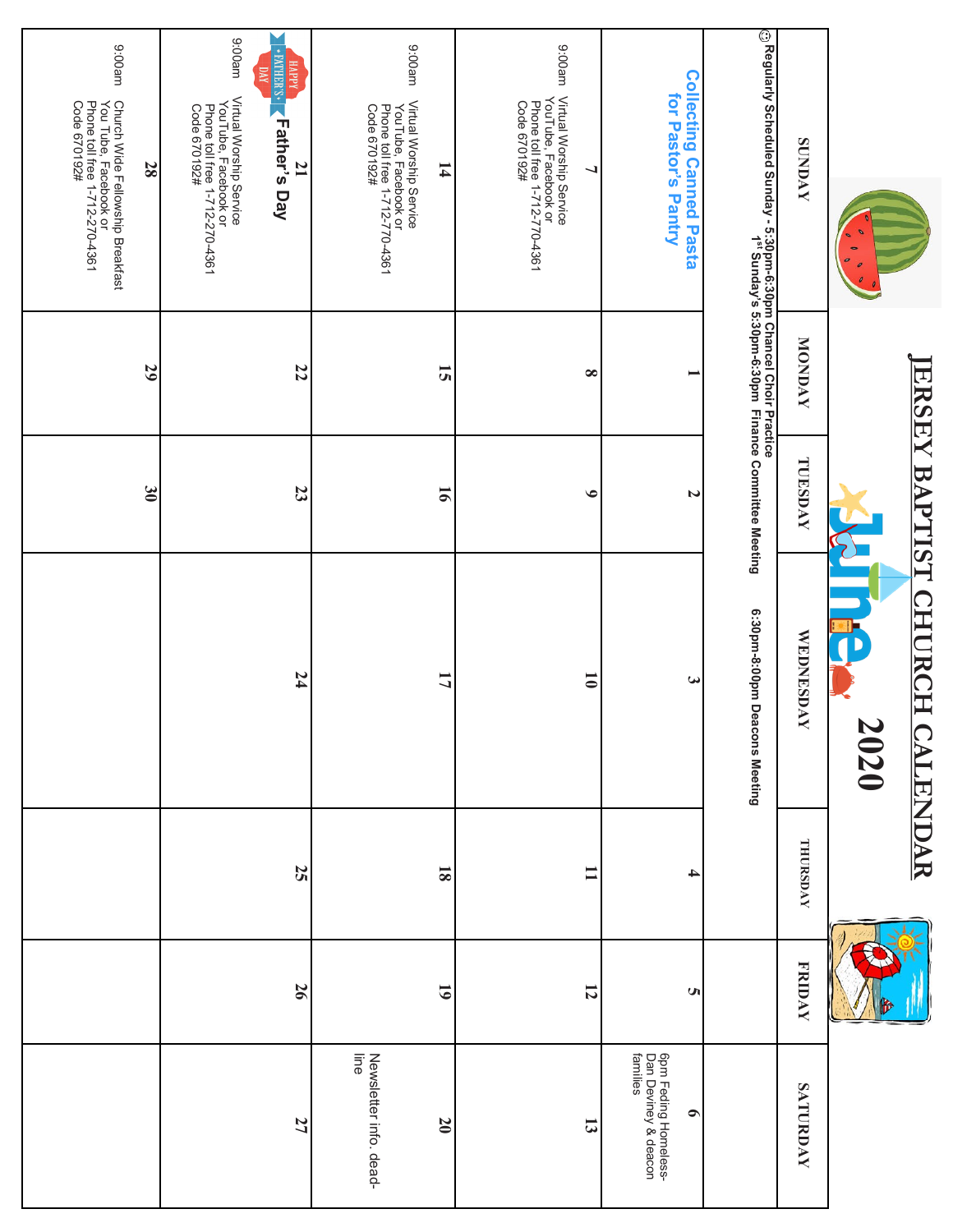# JERSEY BAPTIST CHURCH CALENDAR

## June 2020

| SUNDAY | MONDAY | TUESDAY | WEDNESDAY | THURSDAY | FRIDAY | SATURDAY |
|---|---|---|---|---|---|---|
| ☺ Regularly Scheduled Sunday - 5:30pm-6:30pm Chancel Choir Practice<br>1[st] Sunday's 5:30pm-6:30pm Finance Committee Meeting | | | 6:30pm-8:00pm Deacons Meeting | | | |
| **Collecting Canned Pasta for Pastor's Pantry** | **1** | **2** | **3** | **4** | **5** | **6**<br>6pm Feding Homeless- Dan Deviney & deacon families |
| **7**<br>9:00am Virtual Worship Service YouTube, Facebook or Phone toll free 1-712-770-4361 Code 670192# | **8** | **9** | **10** | **11** | **12** | **13** |
| **14**<br>9:00am Virtual Worship Service YouTube, Facebook or Phone toll free 1-712-770-4361 Code 670192# | **15** | **16** | **17** | **18** | **19** | **20**<br>Newsletter info. dead-line |
| **21**<br>**Father's Day**<br>9:00am Virtual Worship Service YouTube, Facebook or Phone toll free 1-712-270-4361 Code 670192# | **22** | **23** | **24** | **25** | **26** | **27** |
| **28**<br>9:00am Church Wide Fellowship Breakfast You Tube, Facebook or Phone toll free 1-712-270-4361 Code 670192# | **29** | **30** | | | | |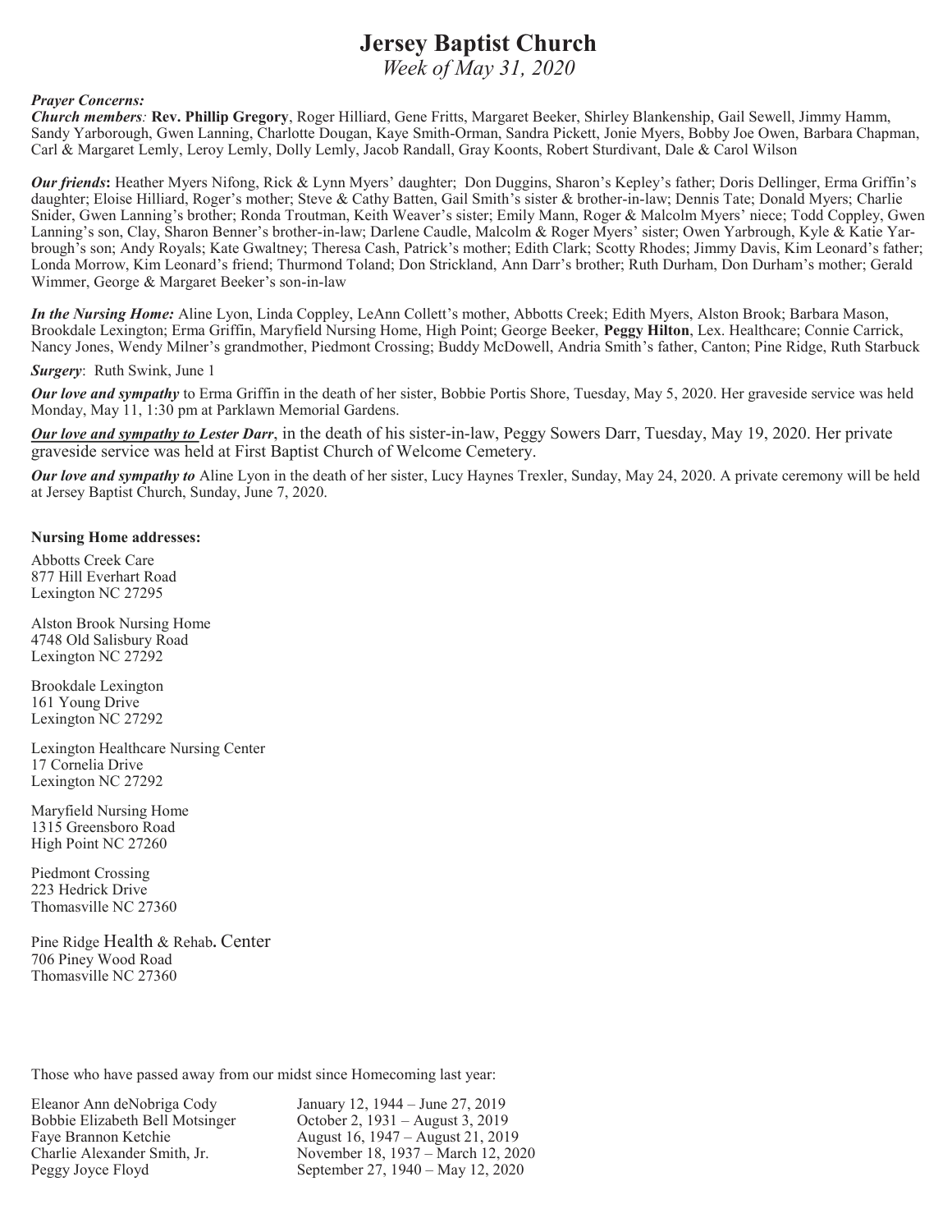# Jersey Baptist Church

*Week of May 31, 2020*

***Prayer Concerns:***

***Church members**:* **Rev. Phillip Gregory**, Roger Hilliard, Gene Fritts, Margaret Beeker, Shirley Blankenship, Gail Sewell, Jimmy Hamm, Sandy Yarborough, Gwen Lanning, Charlotte Dougan, Kaye Smith-Orman, Sandra Pickett, Jonie Myers, Bobby Joe Owen, Barbara Chapman, Carl & Margaret Lemly, Leroy Lemly, Dolly Lemly, Jacob Randall, Gray Koonts, Robert Sturdivant, Dale & Carol Wilson

***Our friends*****:** Heather Myers Nifong, Rick & Lynn Myers' daughter; Don Duggins, Sharon's Kepley's father; Doris Dellinger, Erma Griffin's daughter; Eloise Hilliard, Roger's mother; Steve & Cathy Batten, Gail Smith's sister & brother-in-law; Dennis Tate; Donald Myers; Charlie Snider, Gwen Lanning's brother; Ronda Troutman, Keith Weaver's sister; Emily Mann, Roger & Malcolm Myers' niece; Todd Coppley, Gwen Lanning's son, Clay, Sharon Benner's brother-in-law; Darlene Caudle, Malcolm & Roger Myers' sister; Owen Yarbrough, Kyle & Katie Yarbrough's son; Andy Royals; Kate Gwaltney; Theresa Cash, Patrick's mother; Edith Clark; Scotty Rhodes; Jimmy Davis, Kim Leonard's father; Londa Morrow, Kim Leonard's friend; Thurmond Toland; Don Strickland, Ann Darr's brother; Ruth Durham, Don Durham's mother; Gerald Wimmer, George & Margaret Beeker's son-in-law

***In the Nursing Home:*** Aline Lyon, Linda Coppley, LeAnn Collett's mother, Abbotts Creek; Edith Myers, Alston Brook; Barbara Mason, Brookdale Lexington; Erma Griffin, Maryfield Nursing Home, High Point; George Beeker, **Peggy Hilton**, Lex. Healthcare; Connie Carrick, Nancy Jones, Wendy Milner's grandmother, Piedmont Crossing; Buddy McDowell, Andria Smith's father, Canton; Pine Ridge, Ruth Starbuck

***Surgery***: Ruth Swink, June 1

***Our love and sympathy*** to Erma Griffin in the death of her sister, Bobbie Portis Shore, Tuesday, May 5, 2020. Her graveside service was held Monday, May 11, 1:30 pm at Parklawn Memorial Gardens.

***Our love and sympathy to Lester Darr***, in the death of his sister-in-law, Peggy Sowers Darr, Tuesday, May 19, 2020. Her private graveside service was held at First Baptist Church of Welcome Cemetery.

***Our love and sympathy to*** Aline Lyon in the death of her sister, Lucy Haynes Trexler, Sunday, May 24, 2020. A private ceremony will be held at Jersey Baptist Church, Sunday, June 7, 2020.

**Nursing Home addresses:**

Abbotts Creek Care
877 Hill Everhart Road
Lexington NC 27295

Alston Brook Nursing Home
4748 Old Salisbury Road
Lexington NC 27292

Brookdale Lexington
161 Young Drive
Lexington NC 27292

Lexington Healthcare Nursing Center
17 Cornelia Drive
Lexington NC 27292

Maryfield Nursing Home
1315 Greensboro Road
High Point NC 27260

Piedmont Crossing
223 Hedrick Drive
Thomasville NC 27360

Pine Ridge Health & Rehab. Center
706 Piney Wood Road
Thomasville NC 27360

Those who have passed away from our midst since Homecoming last year:

| | |
|---|---|
| Eleanor Ann deNobriga Cody | January 12, 1944 – June 27, 2019 |
| Bobbie Elizabeth Bell Motsinger | October 2, 1931 – August 3, 2019 |
| Faye Brannon Ketchie | August 16, 1947 – August 21, 2019 |
| Charlie Alexander Smith, Jr. | November 18, 1937 – March 12, 2020 |
| Peggy Joyce Floyd | September 27, 1940 – May 12, 2020 |